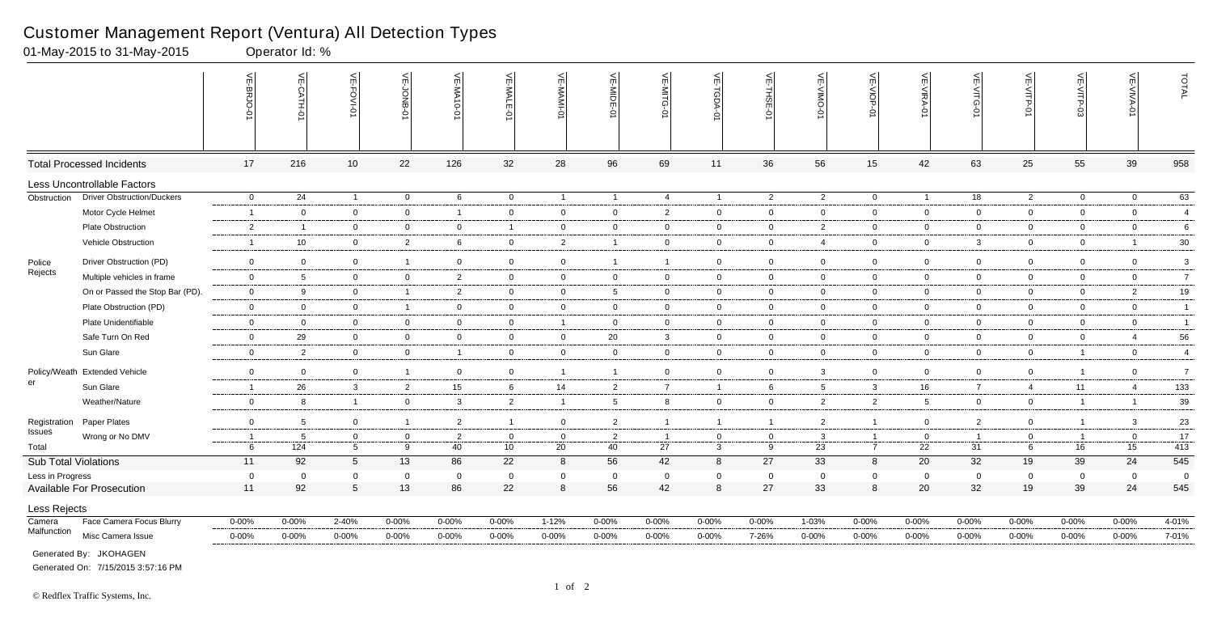# Customer Management Report (Ventura) All Detection Types

01-May-2015 to 31-May-2015 Operator Id: %

| | | VE-BRJO-01 | VE-CATH-01 | VE-FOVI-01 | VE-JONB-01 | VE-MA10-01 | VE-MALE-01 | VE-MAMI-01 | VE-MIDE-01 | VE-MITG-01 | VE-TGDA-01 | VE-THSE-01 | VE-VIMO-01 | VE-VIOP-01 | VE-VIRA-01 | VE-VITG-01 | VE-VITP-01 | VE-VITP-03 | VE-VIVA-01 | TOTAL |
|---|---|---|---|---|---|---|---|---|---|---|---|---|---|---|---|---|---|---|---|---|
| **Total Processed Incidents** | | 17 | 216 | 10 | 22 | 126 | 32 | 28 | 96 | 69 | 11 | 36 | 56 | 15 | 42 | 63 | 25 | 55 | 39 | 958 |
| **Less Uncontrollable Factors** | | | | | | | | | | | | | | | | | | | | |
| Obstruction | Driver Obstruction/Duckers | 0 | 24 | 1 | 0 | 6 | 0 | 1 | 1 | 4 | 1 | 2 | 2 | 0 | 1 | 18 | 2 | 0 | 0 | 63 |
| | Motor Cycle Helmet | 1 | 0 | 0 | 0 | 1 | 0 | 0 | 0 | 2 | 0 | 0 | 0 | 0 | 0 | 0 | 0 | 0 | 0 | 4 |
| | Plate Obstruction | 2 | 1 | 0 | 0 | 0 | 1 | 0 | 0 | 0 | 0 | 0 | 2 | 0 | 0 | 0 | 0 | 0 | 0 | 6 |
| | Vehicle Obstruction | 1 | 10 | 0 | 2 | 6 | 0 | 2 | 1 | 0 | 0 | 0 | 4 | 0 | 0 | 3 | 0 | 0 | 1 | 30 |
| Police Rejects | Driver Obstruction (PD) | 0 | 0 | 0 | 1 | 0 | 0 | 0 | 1 | 1 | 0 | 0 | 0 | 0 | 0 | 0 | 0 | 0 | 0 | 3 |
| | Multiple vehicles in frame | 0 | 5 | 0 | 0 | 2 | 0 | 0 | 0 | 0 | 0 | 0 | 0 | 0 | 0 | 0 | 0 | 0 | 0 | 7 |
| | On or Passed the Stop Bar (PD). | 0 | 9 | 0 | 1 | 2 | 0 | 0 | 5 | 0 | 0 | 0 | 0 | 0 | 0 | 0 | 0 | 0 | 2 | 19 |
| | Plate Obstruction (PD) | 0 | 0 | 0 | 1 | 0 | 0 | 0 | 0 | 0 | 0 | 0 | 0 | 0 | 0 | 0 | 0 | 0 | 0 | 1 |
| | Plate Unidentifiable | 0 | 0 | 0 | 0 | 0 | 0 | 1 | 0 | 0 | 0 | 0 | 0 | 0 | 0 | 0 | 0 | 0 | 0 | 1 |
| | Safe Turn On Red | 0 | 29 | 0 | 0 | 0 | 0 | 0 | 20 | 3 | 0 | 0 | 0 | 0 | 0 | 0 | 0 | 0 | 4 | 56 |
| | Sun Glare | 0 | 2 | 0 | 0 | 1 | 0 | 0 | 0 | 0 | 0 | 0 | 0 | 0 | 0 | 0 | 0 | 1 | 0 | 4 |
| Policy/Weather | Extended Vehicle | 0 | 0 | 0 | 1 | 0 | 0 | 1 | 1 | 0 | 0 | 0 | 3 | 0 | 0 | 0 | 0 | 1 | 0 | 7 |
| | Sun Glare | 1 | 26 | 3 | 2 | 15 | 6 | 14 | 2 | 7 | 1 | 6 | 5 | 3 | 16 | 7 | 4 | 11 | 4 | 133 |
| | Weather/Nature | 0 | 8 | 1 | 0 | 3 | 2 | 1 | 5 | 8 | 0 | 0 | 2 | 2 | 5 | 0 | 0 | 1 | 1 | 39 |
| Registration Issues | Paper Plates | 0 | 5 | 0 | 1 | 2 | 1 | 0 | 2 | 1 | 1 | 1 | 2 | 1 | 0 | 2 | 0 | 1 | 3 | 23 |
| | Wrong or No DMV | 1 | 5 | 0 | 0 | 2 | 0 | 0 | 2 | 1 | 0 | 0 | 3 | 1 | 0 | 1 | 0 | 1 | 0 | 17 |
| Total | | 6 | 124 | 5 | 9 | 40 | 10 | 20 | 40 | 27 | 3 | 9 | 23 | 7 | 22 | 31 | 6 | 16 | 15 | 413 |
| **Sub Total Violations** | | 11 | 92 | 5 | 13 | 86 | 22 | 8 | 56 | 42 | 8 | 27 | 33 | 8 | 20 | 32 | 19 | 39 | 24 | 545 |
| Less in Progress | | 0 | 0 | 0 | 0 | 0 | 0 | 0 | 0 | 0 | 0 | 0 | 0 | 0 | 0 | 0 | 0 | 0 | 0 | 0 |
| **Available For Prosecution** | | 11 | 92 | 5 | 13 | 86 | 22 | 8 | 56 | 42 | 8 | 27 | 33 | 8 | 20 | 32 | 19 | 39 | 24 | 545 |
| **Less Rejects** | | | | | | | | | | | | | | | | | | | | |
| Camera Malfunction | Face Camera Focus Blurry | 0-00% | 0-00% | 2-40% | 0-00% | 0-00% | 0-00% | 1-12% | 0-00% | 0-00% | 0-00% | 0-00% | 1-03% | 0-00% | 0-00% | 0-00% | 0-00% | 0-00% | 0-00% | 4-01% |
| | Misc Camera Issue | 0-00% | 0-00% | 0-00% | 0-00% | 0-00% | 0-00% | 0-00% | 0-00% | 0-00% | 0-00% | 7-26% | 0-00% | 0-00% | 0-00% | 0-00% | 0-00% | 0-00% | 0-00% | 7-01% |

Generated By: JKOHAGEN

Generated On: 7/15/2015 3:57:16 PM

© Redflex Traffic Systems, Inc.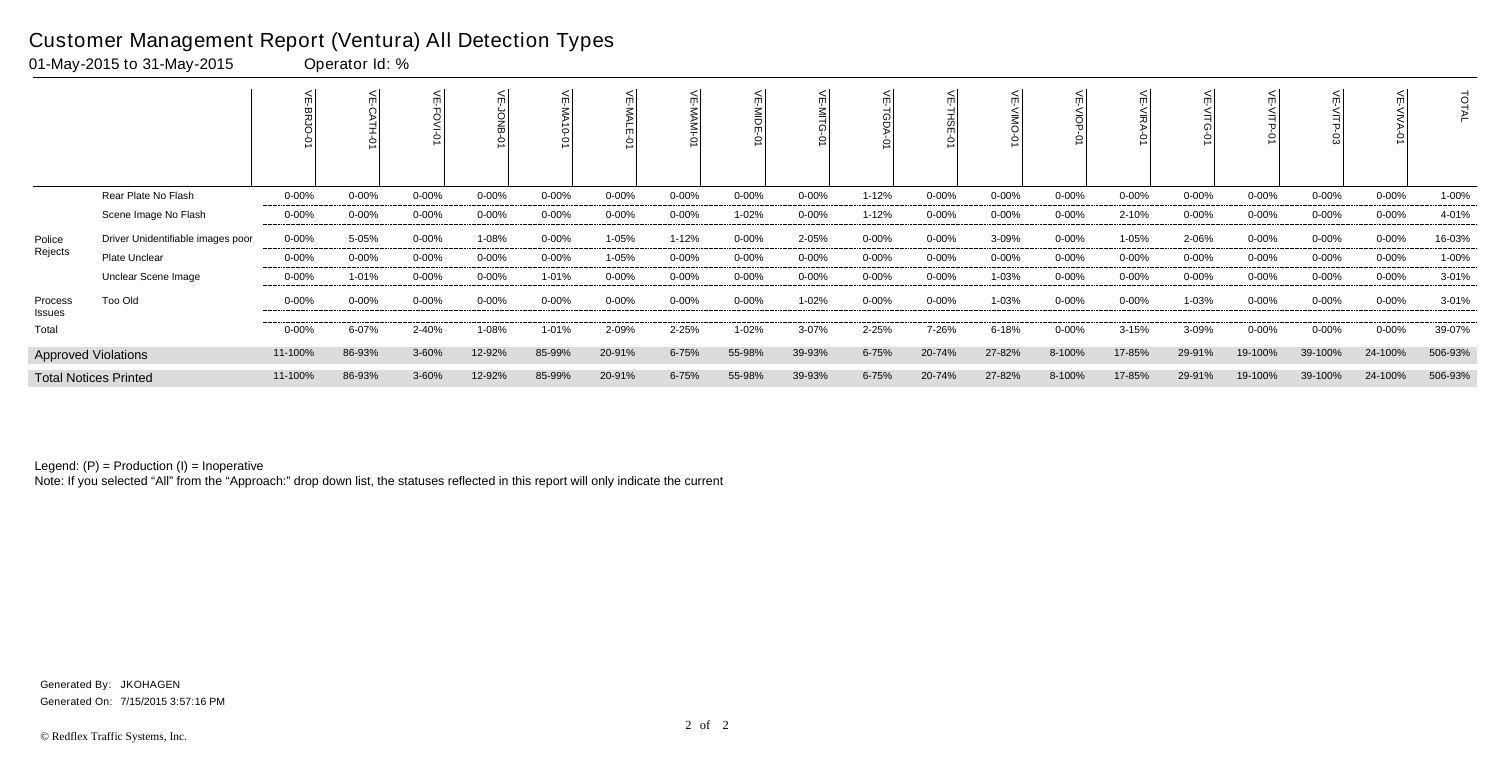# Customer Management Report (Ventura) All Detection Types

01-May-2015 to 31-May-2015 Operator Id: %

| | | VE-BRJO-01 | VE-CATH-01 | VE-FOVI-01 | VE-JONB-01 | VE-MA10-01 | VE-MALE-01 | VE-MAMI-01 | VE-MIDE-01 | VE-MITG-01 | VE-TGDA-01 | VE-THSE-01 | VE-VIMO-01 | VE-VIOP-01 | VE-VIRA-01 | VE-VITG-01 | VE-VITP-01 | VE-VITP-03 | VE-VIVA-01 | TOTAL |
|---|---|---|---|---|---|---|---|---|---|---|---|---|---|---|---|---|---|---|---|---|
| | Rear Plate No Flash | 0-00% | 0-00% | 0-00% | 0-00% | 0-00% | 0-00% | 0-00% | 0-00% | 0-00% | 1-12% | 0-00% | 0-00% | 0-00% | 0-00% | 0-00% | 0-00% | 0-00% | 0-00% | 1-00% |
| | Scene Image No Flash | 0-00% | 0-00% | 0-00% | 0-00% | 0-00% | 0-00% | 0-00% | 1-02% | 0-00% | 1-12% | 0-00% | 0-00% | 0-00% | 2-10% | 0-00% | 0-00% | 0-00% | 0-00% | 4-01% |
| Police Rejects | Driver Unidentifiable images poor | 0-00% | 5-05% | 0-00% | 1-08% | 0-00% | 1-05% | 1-12% | 0-00% | 2-05% | 0-00% | 0-00% | 3-09% | 0-00% | 1-05% | 2-06% | 0-00% | 0-00% | 0-00% | 16-03% |
| | Plate Unclear | 0-00% | 0-00% | 0-00% | 0-00% | 0-00% | 1-05% | 0-00% | 0-00% | 0-00% | 0-00% | 0-00% | 0-00% | 0-00% | 0-00% | 0-00% | 0-00% | 0-00% | 0-00% | 1-00% |
| | Unclear Scene Image | 0-00% | 1-01% | 0-00% | 0-00% | 1-01% | 0-00% | 0-00% | 0-00% | 0-00% | 0-00% | 0-00% | 1-03% | 0-00% | 0-00% | 0-00% | 0-00% | 0-00% | 0-00% | 3-01% |
| Process Issues | Too Old | 0-00% | 0-00% | 0-00% | 0-00% | 0-00% | 0-00% | 0-00% | 0-00% | 1-02% | 0-00% | 0-00% | 1-03% | 0-00% | 0-00% | 1-03% | 0-00% | 0-00% | 0-00% | 3-01% |
| Total | | 0-00% | 6-07% | 2-40% | 1-08% | 1-01% | 2-09% | 2-25% | 1-02% | 3-07% | 2-25% | 7-26% | 6-18% | 0-00% | 3-15% | 3-09% | 0-00% | 0-00% | 0-00% | 39-07% |
| Approved Violations | | 11-100% | 86-93% | 3-60% | 12-92% | 85-99% | 20-91% | 6-75% | 55-98% | 39-93% | 6-75% | 20-74% | 27-82% | 8-100% | 17-85% | 29-91% | 19-100% | 39-100% | 24-100% | 506-93% |
| Total Notices Printed | | 11-100% | 86-93% | 3-60% | 12-92% | 85-99% | 20-91% | 6-75% | 55-98% | 39-93% | 6-75% | 20-74% | 27-82% | 8-100% | 17-85% | 29-91% | 19-100% | 39-100% | 24-100% | 506-93% |

Legend: (P) = Production (I) = Inoperative

Note: If you selected "All" from the "Approach:" drop down list, the statuses reflected in this report will only indicate the current

Generated By: JKOHAGEN

Generated On: 7/15/2015 3:57:16 PM

© Redflex Traffic Systems, Inc.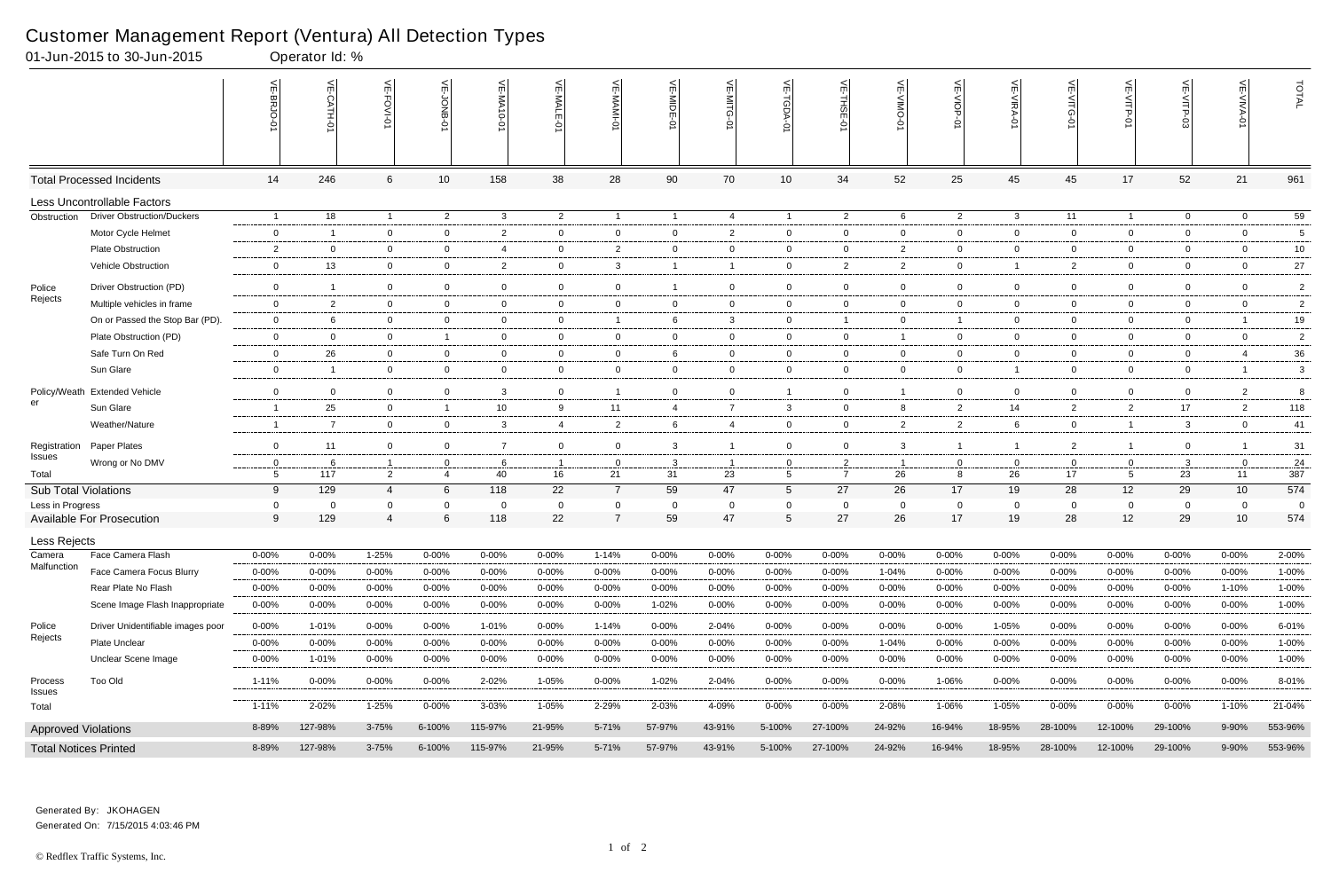# Customer Management Report (Ventura) All Detection Types

01-Jun-2015 to 30-Jun-2015    Operator Id: %

| | | VE-BRJO-01 | VE-CATH-01 | VE-FOVI-01 | VE-JONB-01 | VE-MA10-01 | VE-MALE-01 | VE-MAMI-01 | VE-MIDE-01 | VE-MITG-01 | VE-TGDA-01 | VE-THSE-01 | VE-VIMO-01 | VE-VIOP-01 | VE-VIRA-01 | VE-VITG-01 | VE-VITP-01 | VE-VITP-03 | VE-VIVA-01 | TOTAL |
|---|---|---|---|---|---|---|---|---|---|---|---|---|---|---|---|---|---|---|---|---|
| Total Processed Incidents | | 14 | 246 | 6 | 10 | 158 | 38 | 28 | 90 | 70 | 10 | 34 | 52 | 25 | 45 | 45 | 17 | 52 | 21 | 961 |
| Less Uncontrollable Factors | | | | | | | | | | | | | | | | | | | | |
| Obstruction | Driver Obstruction/Duckers | 1 | 18 | 1 | 2 | 3 | 2 | 1 | 1 | 4 | 1 | 2 | 6 | 2 | 3 | 11 | 1 | 0 | 0 | 59 |
| | Motor Cycle Helmet | 0 | 1 | 0 | 0 | 2 | 0 | 0 | 0 | 2 | 0 | 0 | 0 | 0 | 0 | 0 | 0 | 0 | 0 | 5 |
| | Plate Obstruction | 2 | 0 | 0 | 0 | 4 | 0 | 2 | 0 | 0 | 0 | 0 | 2 | 0 | 0 | 0 | 0 | 0 | 0 | 10 |
| | Vehicle Obstruction | 0 | 13 | 0 | 0 | 2 | 0 | 3 | 1 | 1 | 0 | 2 | 2 | 0 | 1 | 2 | 0 | 0 | 0 | 27 |
| Police Rejects | Driver Obstruction (PD) | 0 | 1 | 0 | 0 | 0 | 0 | 0 | 1 | 0 | 0 | 0 | 0 | 0 | 0 | 0 | 0 | 0 | 0 | 2 |
| | Multiple vehicles in frame | 0 | 2 | 0 | 0 | 0 | 0 | 0 | 0 | 0 | 0 | 0 | 0 | 0 | 0 | 0 | 0 | 0 | 0 | 2 |
| | On or Passed the Stop Bar (PD). | 0 | 6 | 0 | 0 | 0 | 0 | 1 | 6 | 3 | 0 | 1 | 0 | 1 | 0 | 0 | 0 | 0 | 1 | 19 |
| | Plate Obstruction (PD) | 0 | 0 | 0 | 1 | 0 | 0 | 0 | 0 | 0 | 0 | 0 | 1 | 0 | 0 | 0 | 0 | 0 | 0 | 2 |
| | Safe Turn On Red | 0 | 26 | 0 | 0 | 0 | 0 | 0 | 6 | 0 | 0 | 0 | 0 | 0 | 0 | 0 | 0 | 0 | 4 | 36 |
| | Sun Glare | 0 | 1 | 0 | 0 | 0 | 0 | 0 | 0 | 0 | 0 | 0 | 0 | 0 | 1 | 0 | 0 | 0 | 1 | 3 |
| Policy/Weather | Extended Vehicle | 0 | 0 | 0 | 0 | 3 | 0 | 1 | 0 | 0 | 1 | 0 | 1 | 0 | 0 | 0 | 0 | 0 | 2 | 8 |
| | Sun Glare | 1 | 25 | 0 | 1 | 10 | 9 | 11 | 4 | 7 | 3 | 0 | 8 | 2 | 14 | 2 | 2 | 17 | 2 | 118 |
| | Weather/Nature | 1 | 7 | 0 | 0 | 3 | 4 | 2 | 6 | 4 | 0 | 0 | 2 | 2 | 6 | 0 | 1 | 3 | 0 | 41 |
| Registration Issues | Paper Plates | 0 | 11 | 0 | 0 | 7 | 0 | 0 | 3 | 1 | 0 | 0 | 3 | 1 | 1 | 2 | 1 | 0 | 1 | 31 |
| | Wrong or No DMV | 0 | 6 | 1 | 0 | 6 | 1 | 0 | 3 | 1 | 0 | 2 | 1 | 0 | 0 | 0 | 0 | 3 | 0 | 24 |
| Total | | 5 | 117 | 2 | 4 | 40 | 16 | 21 | 31 | 23 | 5 | 7 | 26 | 8 | 26 | 17 | 5 | 23 | 11 | 387 |
| Sub Total Violations | | 9 | 129 | 4 | 6 | 118 | 22 | 7 | 59 | 47 | 5 | 27 | 26 | 17 | 19 | 28 | 12 | 29 | 10 | 574 |
| Less in Progress | | 0 | 0 | 0 | 0 | 0 | 0 | 0 | 0 | 0 | 0 | 0 | 0 | 0 | 0 | 0 | 0 | 0 | 0 | 0 |
| Available For Prosecution | | 9 | 129 | 4 | 6 | 118 | 22 | 7 | 59 | 47 | 5 | 27 | 26 | 17 | 19 | 28 | 12 | 29 | 10 | 574 |
| Less Rejects | | | | | | | | | | | | | | | | | | | | |
| Camera Malfunction | Face Camera Flash | 0-00% | 0-00% | 1-25% | 0-00% | 0-00% | 0-00% | 1-14% | 0-00% | 0-00% | 0-00% | 0-00% | 0-00% | 0-00% | 0-00% | 0-00% | 0-00% | 0-00% | 0-00% | 2-00% |
| | Face Camera Focus Blurry | 0-00% | 0-00% | 0-00% | 0-00% | 0-00% | 0-00% | 0-00% | 0-00% | 0-00% | 0-00% | 0-00% | 1-04% | 0-00% | 0-00% | 0-00% | 0-00% | 0-00% | 0-00% | 1-00% |
| | Rear Plate No Flash | 0-00% | 0-00% | 0-00% | 0-00% | 0-00% | 0-00% | 0-00% | 0-00% | 0-00% | 0-00% | 0-00% | 0-00% | 0-00% | 0-00% | 0-00% | 0-00% | 0-00% | 1-10% | 1-00% |
| | Scene Image Flash Inappropriate | 0-00% | 0-00% | 0-00% | 0-00% | 0-00% | 0-00% | 0-00% | 1-02% | 0-00% | 0-00% | 0-00% | 0-00% | 0-00% | 0-00% | 0-00% | 0-00% | 0-00% | 0-00% | 1-00% |
| Police Rejects | Driver Unidentifiable images poor | 0-00% | 1-01% | 0-00% | 0-00% | 1-01% | 0-00% | 1-14% | 0-00% | 2-04% | 0-00% | 0-00% | 0-00% | 0-00% | 1-05% | 0-00% | 0-00% | 0-00% | 0-00% | 6-01% |
| | Plate Unclear | 0-00% | 0-00% | 0-00% | 0-00% | 0-00% | 0-00% | 0-00% | 0-00% | 0-00% | 0-00% | 0-00% | 1-04% | 0-00% | 0-00% | 0-00% | 0-00% | 0-00% | 0-00% | 1-00% |
| | Unclear Scene Image | 0-00% | 1-01% | 0-00% | 0-00% | 0-00% | 0-00% | 0-00% | 0-00% | 0-00% | 0-00% | 0-00% | 0-00% | 0-00% | 0-00% | 0-00% | 0-00% | 0-00% | 0-00% | 1-00% |
| Process Issues | Too Old | 1-11% | 0-00% | 0-00% | 0-00% | 2-02% | 1-05% | 0-00% | 1-02% | 2-04% | 0-00% | 0-00% | 0-00% | 1-06% | 0-00% | 0-00% | 0-00% | 0-00% | 0-00% | 8-01% |
| Total | | 1-11% | 2-02% | 1-25% | 0-00% | 3-03% | 1-05% | 2-29% | 2-03% | 4-09% | 0-00% | 0-00% | 2-08% | 1-06% | 1-05% | 0-00% | 0-00% | 0-00% | 1-10% | 21-04% |
| Approved Violations | | 8-89% | 127-98% | 3-75% | 6-100% | 115-97% | 21-95% | 5-71% | 57-97% | 43-91% | 5-100% | 27-100% | 24-92% | 16-94% | 18-95% | 28-100% | 12-100% | 29-100% | 9-90% | 553-96% |
| Total Notices Printed | | 8-89% | 127-98% | 3-75% | 6-100% | 115-97% | 21-95% | 5-71% | 57-97% | 43-91% | 5-100% | 27-100% | 24-92% | 16-94% | 18-95% | 28-100% | 12-100% | 29-100% | 9-90% | 553-96% |

Generated By: JKOHAGEN
Generated On: 7/15/2015 4:03:46 PM

© Redflex Traffic Systems, Inc.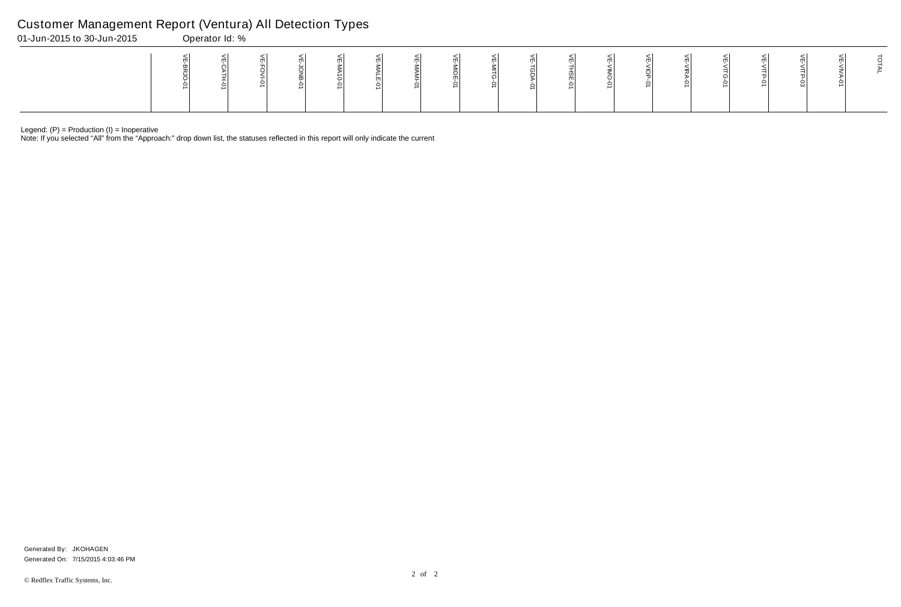# Customer Management Report (Ventura) All Detection Types

01-Jun-2015 to 30-Jun-2015 Operator Id: %

| | VE-BRJO-01 | VE-CATH-01 | VE-FOVI-01 | VE-JONB-01 | VE-MA10-01 | VE-MALE-01 | VE-MAMI-01 | VE-MIDE-01 | VE-MITG-01 | VE-TGDA-01 | VE-THSE-01 | VE-VIMO-01 | VE-VIOP-01 | VE-VIRA-01 | VE-VITG-01 | VE-VITP-01 | VE-VITP-03 | VE-VIVA-01 | TOTAL |
|---|---|---|---|---|---|---|---|---|---|---|---|---|---|---|---|---|---|---|---|

Legend: (P) = Production (I) = Inoperative

Note: If you selected "All" from the "Approach:" drop down list, the statuses reflected in this report will only indicate the current

Generated By: JKOHAGEN

Generated On: 7/15/2015 4:03:46 PM

© Redflex Traffic Systems, Inc.